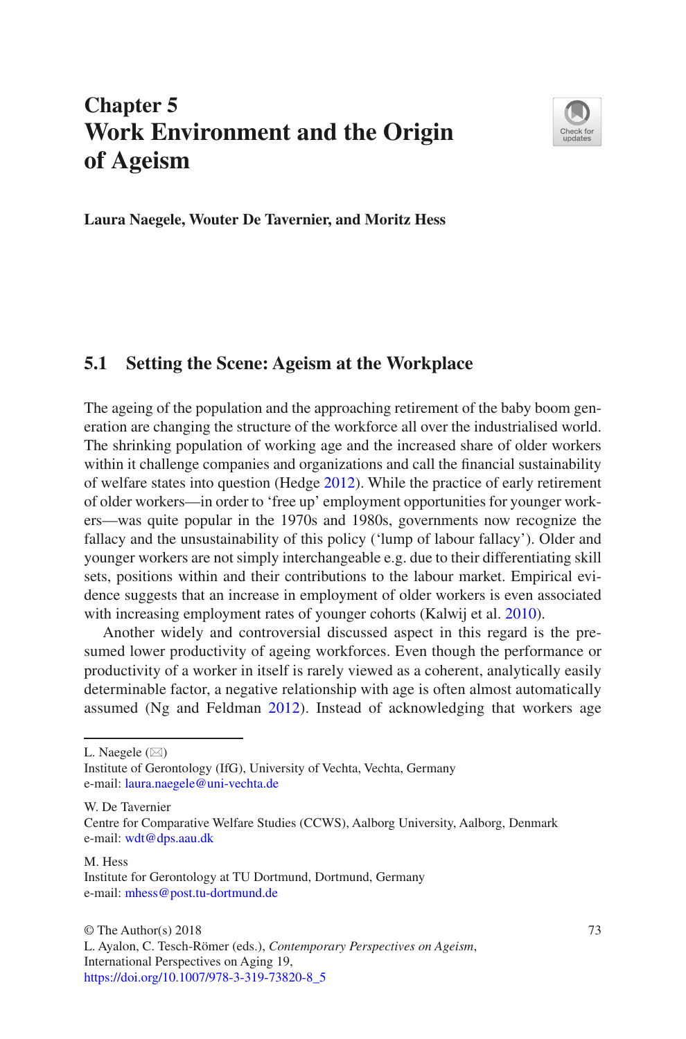# Chapter 5
# Work Environment and the Origin of Ageism

**Laura Naegele, Wouter De Tavernier, and Moritz Hess**

## 5.1 Setting the Scene: Ageism at the Workplace

The ageing of the population and the approaching retirement of the baby boom generation are changing the structure of the workforce all over the industrialised world. The shrinking population of working age and the increased share of older workers within it challenge companies and organizations and call the financial sustainability of welfare states into question (Hedge 2012). While the practice of early retirement of older workers—in order to 'free up' employment opportunities for younger workers—was quite popular in the 1970s and 1980s, governments now recognize the fallacy and the unsustainability of this policy ('lump of labour fallacy'). Older and younger workers are not simply interchangeable e.g. due to their differentiating skill sets, positions within and their contributions to the labour market. Empirical evidence suggests that an increase in employment of older workers is even associated with increasing employment rates of younger cohorts (Kalwij et al. 2010).

Another widely and controversial discussed aspect in this regard is the presumed lower productivity of ageing workforces. Even though the performance or productivity of a worker in itself is rarely viewed as a coherent, analytically easily determinable factor, a negative relationship with age is often almost automatically assumed (Ng and Feldman 2012). Instead of acknowledging that workers age

---

L. Naegele (✉)
Institute of Gerontology (IfG), University of Vechta, Vechta, Germany
e-mail: laura.naegele@uni-vechta.de

W. De Tavernier
Centre for Comparative Welfare Studies (CCWS), Aalborg University, Aalborg, Denmark
e-mail: wdt@dps.aau.dk

M. Hess
Institute for Gerontology at TU Dortmund, Dortmund, Germany
e-mail: mhess@post.tu-dortmund.de

© The Author(s) 2018
L. Ayalon, C. Tesch-Römer (eds.), *Contemporary Perspectives on Ageism*, International Perspectives on Aging 19,
https://doi.org/10.1007/978-3-319-73820-8_5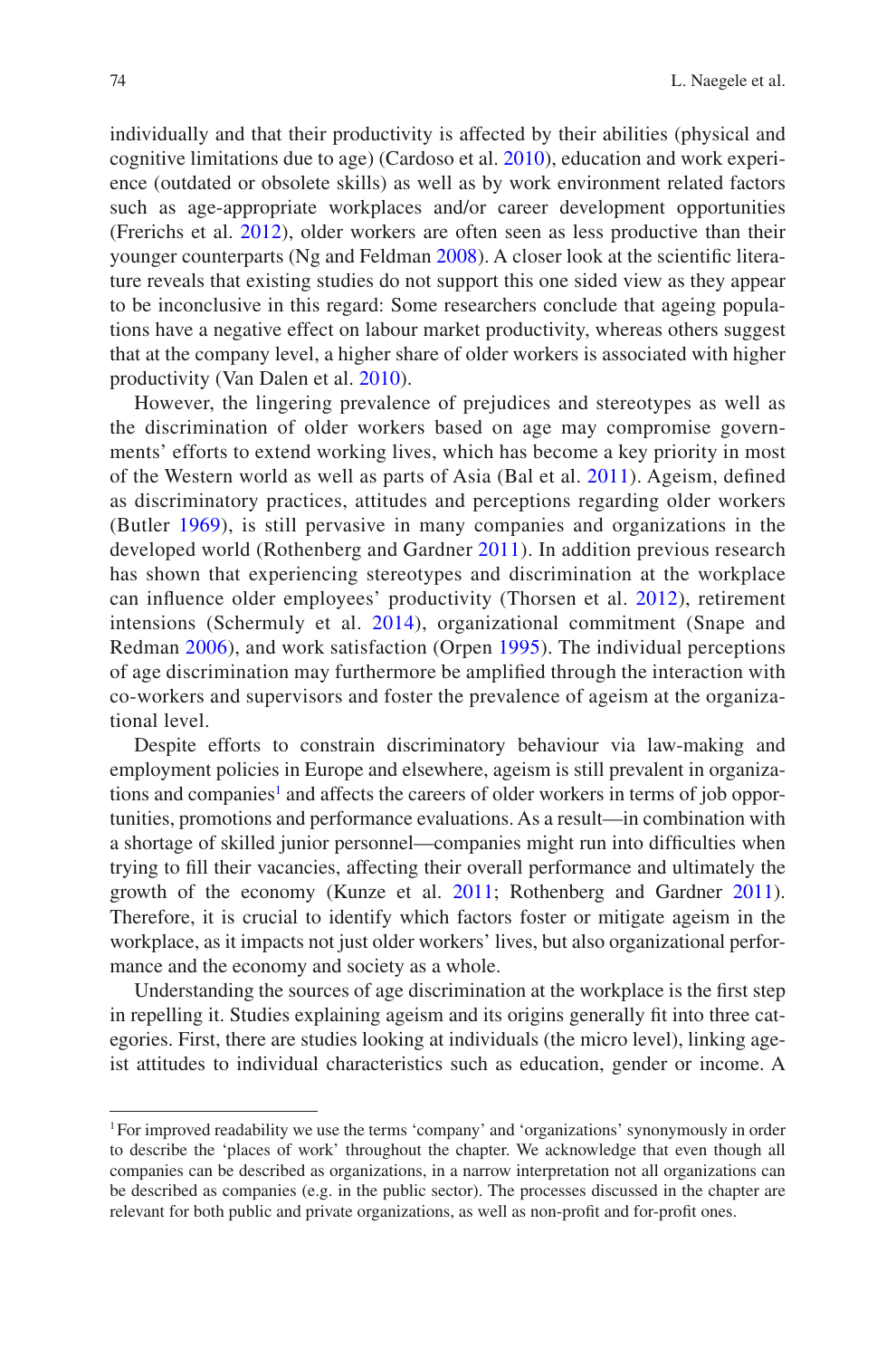individually and that their productivity is affected by their abilities (physical and cognitive limitations due to age) (Cardoso et al. 2010), education and work experience (outdated or obsolete skills) as well as by work environment related factors such as age-appropriate workplaces and/or career development opportunities (Frerichs et al. 2012), older workers are often seen as less productive than their younger counterparts (Ng and Feldman 2008). A closer look at the scientific literature reveals that existing studies do not support this one sided view as they appear to be inconclusive in this regard: Some researchers conclude that ageing populations have a negative effect on labour market productivity, whereas others suggest that at the company level, a higher share of older workers is associated with higher productivity (Van Dalen et al. 2010).

However, the lingering prevalence of prejudices and stereotypes as well as the discrimination of older workers based on age may compromise governments' efforts to extend working lives, which has become a key priority in most of the Western world as well as parts of Asia (Bal et al. 2011). Ageism, defined as discriminatory practices, attitudes and perceptions regarding older workers (Butler 1969), is still pervasive in many companies and organizations in the developed world (Rothenberg and Gardner 2011). In addition previous research has shown that experiencing stereotypes and discrimination at the workplace can influence older employees' productivity (Thorsen et al. 2012), retirement intensions (Schermuly et al. 2014), organizational commitment (Snape and Redman 2006), and work satisfaction (Orpen 1995). The individual perceptions of age discrimination may furthermore be amplified through the interaction with co-workers and supervisors and foster the prevalence of ageism at the organizational level.

Despite efforts to constrain discriminatory behaviour via law-making and employment policies in Europe and elsewhere, ageism is still prevalent in organizations and companies[1] and affects the careers of older workers in terms of job opportunities, promotions and performance evaluations. As a result—in combination with a shortage of skilled junior personnel—companies might run into difficulties when trying to fill their vacancies, affecting their overall performance and ultimately the growth of the economy (Kunze et al. 2011; Rothenberg and Gardner 2011). Therefore, it is crucial to identify which factors foster or mitigate ageism in the workplace, as it impacts not just older workers' lives, but also organizational performance and the economy and society as a whole.

Understanding the sources of age discrimination at the workplace is the first step in repelling it. Studies explaining ageism and its origins generally fit into three categories. First, there are studies looking at individuals (the micro level), linking ageist attitudes to individual characteristics such as education, gender or income. A

[1] For improved readability we use the terms 'company' and 'organizations' synonymously in order to describe the 'places of work' throughout the chapter. We acknowledge that even though all companies can be described as organizations, in a narrow interpretation not all organizations can be described as companies (e.g. in the public sector). The processes discussed in the chapter are relevant for both public and private organizations, as well as non-profit and for-profit ones.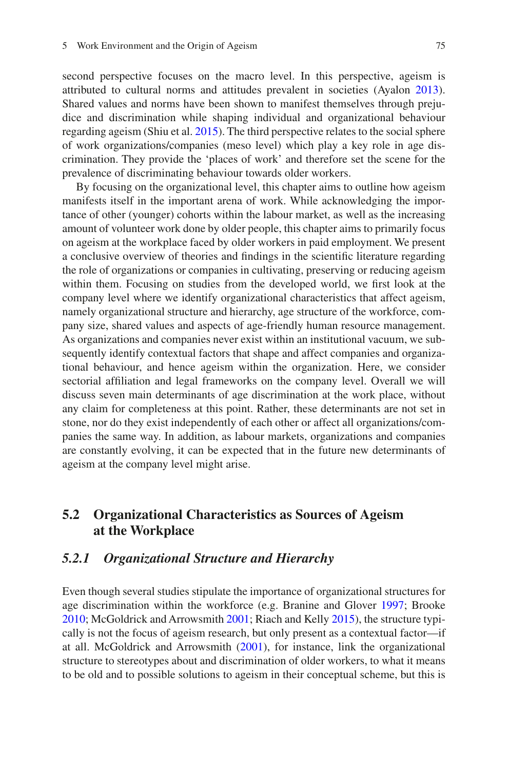second perspective focuses on the macro level. In this perspective, ageism is attributed to cultural norms and attitudes prevalent in societies (Ayalon 2013). Shared values and norms have been shown to manifest themselves through prejudice and discrimination while shaping individual and organizational behaviour regarding ageism (Shiu et al. 2015). The third perspective relates to the social sphere of work organizations/companies (meso level) which play a key role in age discrimination. They provide the 'places of work' and therefore set the scene for the prevalence of discriminating behaviour towards older workers.

By focusing on the organizational level, this chapter aims to outline how ageism manifests itself in the important arena of work. While acknowledging the importance of other (younger) cohorts within the labour market, as well as the increasing amount of volunteer work done by older people, this chapter aims to primarily focus on ageism at the workplace faced by older workers in paid employment. We present a conclusive overview of theories and findings in the scientific literature regarding the role of organizations or companies in cultivating, preserving or reducing ageism within them. Focusing on studies from the developed world, we first look at the company level where we identify organizational characteristics that affect ageism, namely organizational structure and hierarchy, age structure of the workforce, company size, shared values and aspects of age-friendly human resource management. As organizations and companies never exist within an institutional vacuum, we subsequently identify contextual factors that shape and affect companies and organizational behaviour, and hence ageism within the organization. Here, we consider sectorial affiliation and legal frameworks on the company level. Overall we will discuss seven main determinants of age discrimination at the work place, without any claim for completeness at this point. Rather, these determinants are not set in stone, nor do they exist independently of each other or affect all organizations/companies the same way. In addition, as labour markets, organizations and companies are constantly evolving, it can be expected that in the future new determinants of ageism at the company level might arise.

## 5.2 Organizational Characteristics as Sources of Ageism at the Workplace

### *5.2.1 Organizational Structure and Hierarchy*

Even though several studies stipulate the importance of organizational structures for age discrimination within the workforce (e.g. Branine and Glover 1997; Brooke 2010; McGoldrick and Arrowsmith 2001; Riach and Kelly 2015), the structure typically is not the focus of ageism research, but only present as a contextual factor—if at all. McGoldrick and Arrowsmith (2001), for instance, link the organizational structure to stereotypes about and discrimination of older workers, to what it means to be old and to possible solutions to ageism in their conceptual scheme, but this is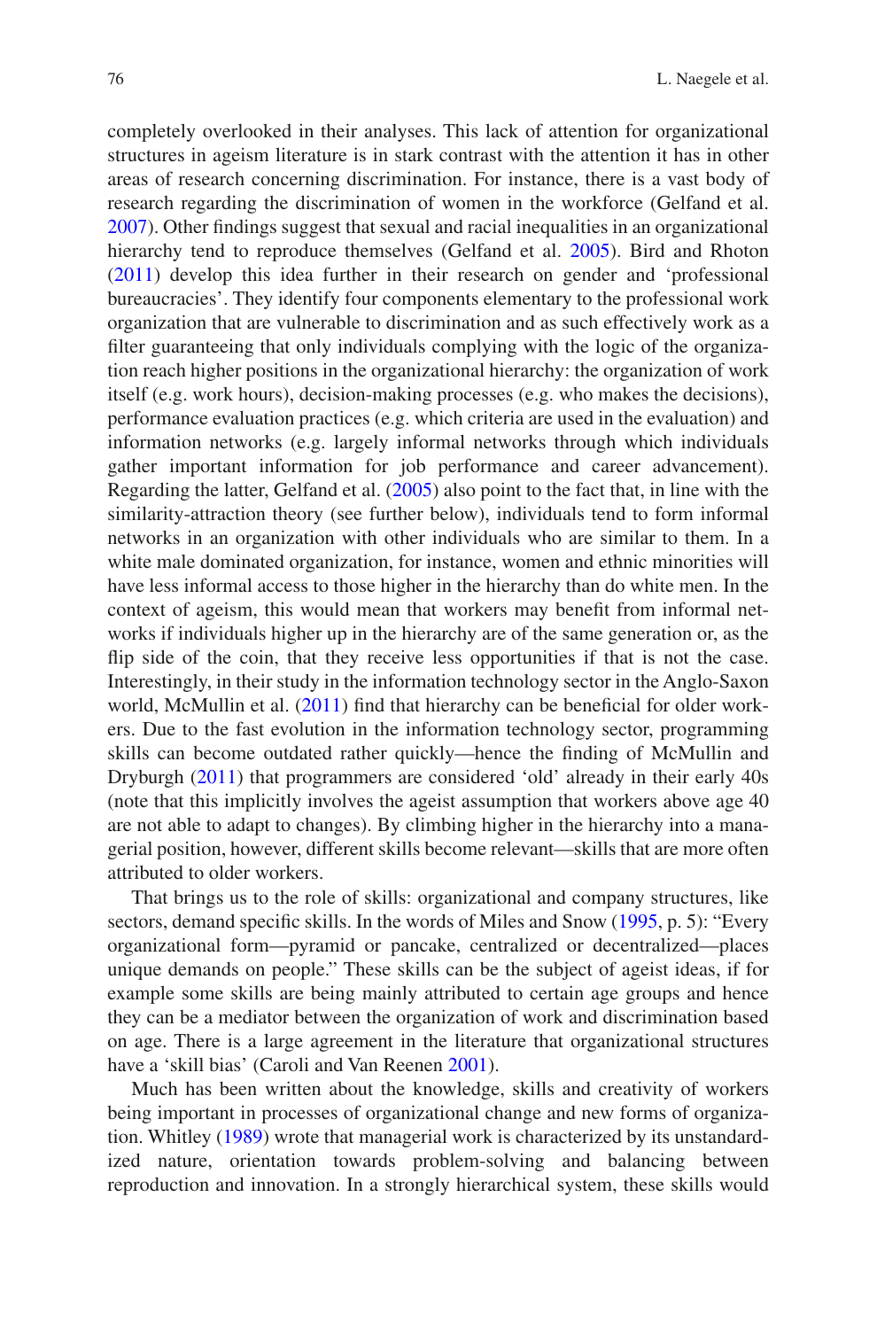completely overlooked in their analyses. This lack of attention for organizational structures in ageism literature is in stark contrast with the attention it has in other areas of research concerning discrimination. For instance, there is a vast body of research regarding the discrimination of women in the workforce (Gelfand et al. 2007). Other findings suggest that sexual and racial inequalities in an organizational hierarchy tend to reproduce themselves (Gelfand et al. 2005). Bird and Rhoton (2011) develop this idea further in their research on gender and 'professional bureaucracies'. They identify four components elementary to the professional work organization that are vulnerable to discrimination and as such effectively work as a filter guaranteeing that only individuals complying with the logic of the organization reach higher positions in the organizational hierarchy: the organization of work itself (e.g. work hours), decision-making processes (e.g. who makes the decisions), performance evaluation practices (e.g. which criteria are used in the evaluation) and information networks (e.g. largely informal networks through which individuals gather important information for job performance and career advancement). Regarding the latter, Gelfand et al. (2005) also point to the fact that, in line with the similarity-attraction theory (see further below), individuals tend to form informal networks in an organization with other individuals who are similar to them. In a white male dominated organization, for instance, women and ethnic minorities will have less informal access to those higher in the hierarchy than do white men. In the context of ageism, this would mean that workers may benefit from informal networks if individuals higher up in the hierarchy are of the same generation or, as the flip side of the coin, that they receive less opportunities if that is not the case. Interestingly, in their study in the information technology sector in the Anglo-Saxon world, McMullin et al. (2011) find that hierarchy can be beneficial for older workers. Due to the fast evolution in the information technology sector, programming skills can become outdated rather quickly—hence the finding of McMullin and Dryburgh (2011) that programmers are considered 'old' already in their early 40s (note that this implicitly involves the ageist assumption that workers above age 40 are not able to adapt to changes). By climbing higher in the hierarchy into a managerial position, however, different skills become relevant—skills that are more often attributed to older workers.

That brings us to the role of skills: organizational and company structures, like sectors, demand specific skills. In the words of Miles and Snow (1995, p. 5): "Every organizational form—pyramid or pancake, centralized or decentralized—places unique demands on people." These skills can be the subject of ageist ideas, if for example some skills are being mainly attributed to certain age groups and hence they can be a mediator between the organization of work and discrimination based on age. There is a large agreement in the literature that organizational structures have a 'skill bias' (Caroli and Van Reenen 2001).

Much has been written about the knowledge, skills and creativity of workers being important in processes of organizational change and new forms of organization. Whitley (1989) wrote that managerial work is characterized by its unstandardized nature, orientation towards problem-solving and balancing between reproduction and innovation. In a strongly hierarchical system, these skills would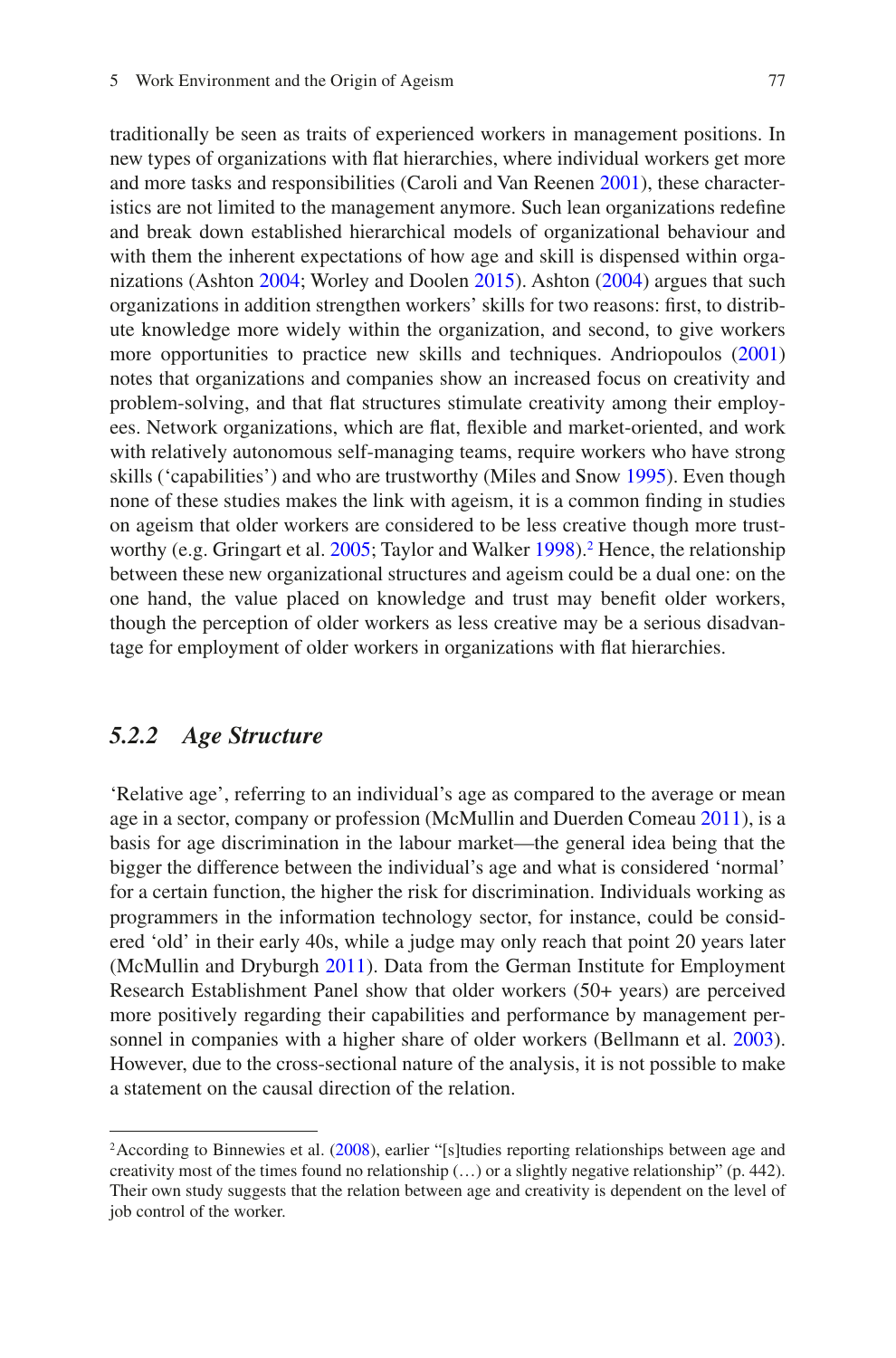traditionally be seen as traits of experienced workers in management positions. In new types of organizations with flat hierarchies, where individual workers get more and more tasks and responsibilities (Caroli and Van Reenen 2001), these characteristics are not limited to the management anymore. Such lean organizations redefine and break down established hierarchical models of organizational behaviour and with them the inherent expectations of how age and skill is dispensed within organizations (Ashton 2004; Worley and Doolen 2015). Ashton (2004) argues that such organizations in addition strengthen workers' skills for two reasons: first, to distribute knowledge more widely within the organization, and second, to give workers more opportunities to practice new skills and techniques. Andriopoulos (2001) notes that organizations and companies show an increased focus on creativity and problem-solving, and that flat structures stimulate creativity among their employees. Network organizations, which are flat, flexible and market-oriented, and work with relatively autonomous self-managing teams, require workers who have strong skills ('capabilities') and who are trustworthy (Miles and Snow 1995). Even though none of these studies makes the link with ageism, it is a common finding in studies on ageism that older workers are considered to be less creative though more trustworthy (e.g. Gringart et al. 2005; Taylor and Walker 1998).[2] Hence, the relationship between these new organizational structures and ageism could be a dual one: on the one hand, the value placed on knowledge and trust may benefit older workers, though the perception of older workers as less creative may be a serious disadvantage for employment of older workers in organizations with flat hierarchies.

### *5.2.2 Age Structure*

'Relative age', referring to an individual's age as compared to the average or mean age in a sector, company or profession (McMullin and Duerden Comeau 2011), is a basis for age discrimination in the labour market—the general idea being that the bigger the difference between the individual's age and what is considered 'normal' for a certain function, the higher the risk for discrimination. Individuals working as programmers in the information technology sector, for instance, could be considered 'old' in their early 40s, while a judge may only reach that point 20 years later (McMullin and Dryburgh 2011). Data from the German Institute for Employment Research Establishment Panel show that older workers (50+ years) are perceived more positively regarding their capabilities and performance by management personnel in companies with a higher share of older workers (Bellmann et al. 2003). However, due to the cross-sectional nature of the analysis, it is not possible to make a statement on the causal direction of the relation.

---

[2] According to Binnewies et al. (2008), earlier "[s]tudies reporting relationships between age and creativity most of the times found no relationship (…) or a slightly negative relationship" (p. 442). Their own study suggests that the relation between age and creativity is dependent on the level of job control of the worker.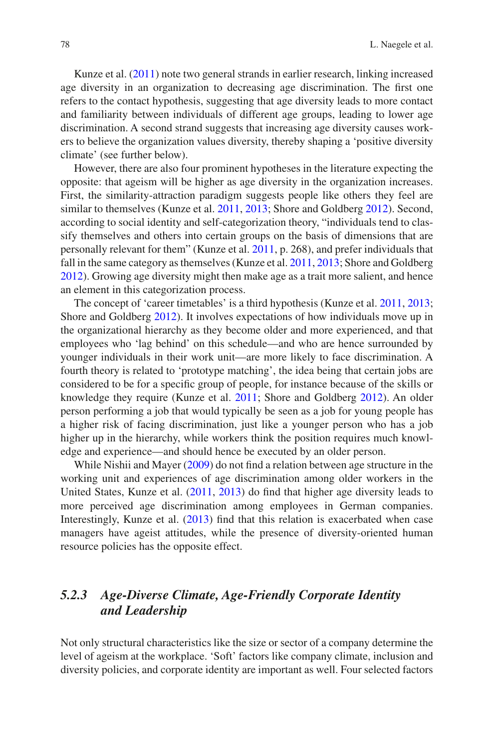Kunze et al. (2011) note two general strands in earlier research, linking increased age diversity in an organization to decreasing age discrimination. The first one refers to the contact hypothesis, suggesting that age diversity leads to more contact and familiarity between individuals of different age groups, leading to lower age discrimination. A second strand suggests that increasing age diversity causes workers to believe the organization values diversity, thereby shaping a 'positive diversity climate' (see further below).

However, there are also four prominent hypotheses in the literature expecting the opposite: that ageism will be higher as age diversity in the organization increases. First, the similarity-attraction paradigm suggests people like others they feel are similar to themselves (Kunze et al. 2011, 2013; Shore and Goldberg 2012). Second, according to social identity and self-categorization theory, "individuals tend to classify themselves and others into certain groups on the basis of dimensions that are personally relevant for them" (Kunze et al. 2011, p. 268), and prefer individuals that fall in the same category as themselves (Kunze et al. 2011, 2013; Shore and Goldberg 2012). Growing age diversity might then make age as a trait more salient, and hence an element in this categorization process.

The concept of 'career timetables' is a third hypothesis (Kunze et al. 2011, 2013; Shore and Goldberg 2012). It involves expectations of how individuals move up in the organizational hierarchy as they become older and more experienced, and that employees who 'lag behind' on this schedule—and who are hence surrounded by younger individuals in their work unit—are more likely to face discrimination. A fourth theory is related to 'prototype matching', the idea being that certain jobs are considered to be for a specific group of people, for instance because of the skills or knowledge they require (Kunze et al. 2011; Shore and Goldberg 2012). An older person performing a job that would typically be seen as a job for young people has a higher risk of facing discrimination, just like a younger person who has a job higher up in the hierarchy, while workers think the position requires much knowledge and experience—and should hence be executed by an older person.

While Nishii and Mayer (2009) do not find a relation between age structure in the working unit and experiences of age discrimination among older workers in the United States, Kunze et al. (2011, 2013) do find that higher age diversity leads to more perceived age discrimination among employees in German companies. Interestingly, Kunze et al. (2013) find that this relation is exacerbated when case managers have ageist attitudes, while the presence of diversity-oriented human resource policies has the opposite effect.

### *5.2.3 Age-Diverse Climate, Age-Friendly Corporate Identity and Leadership*

Not only structural characteristics like the size or sector of a company determine the level of ageism at the workplace. 'Soft' factors like company climate, inclusion and diversity policies, and corporate identity are important as well. Four selected factors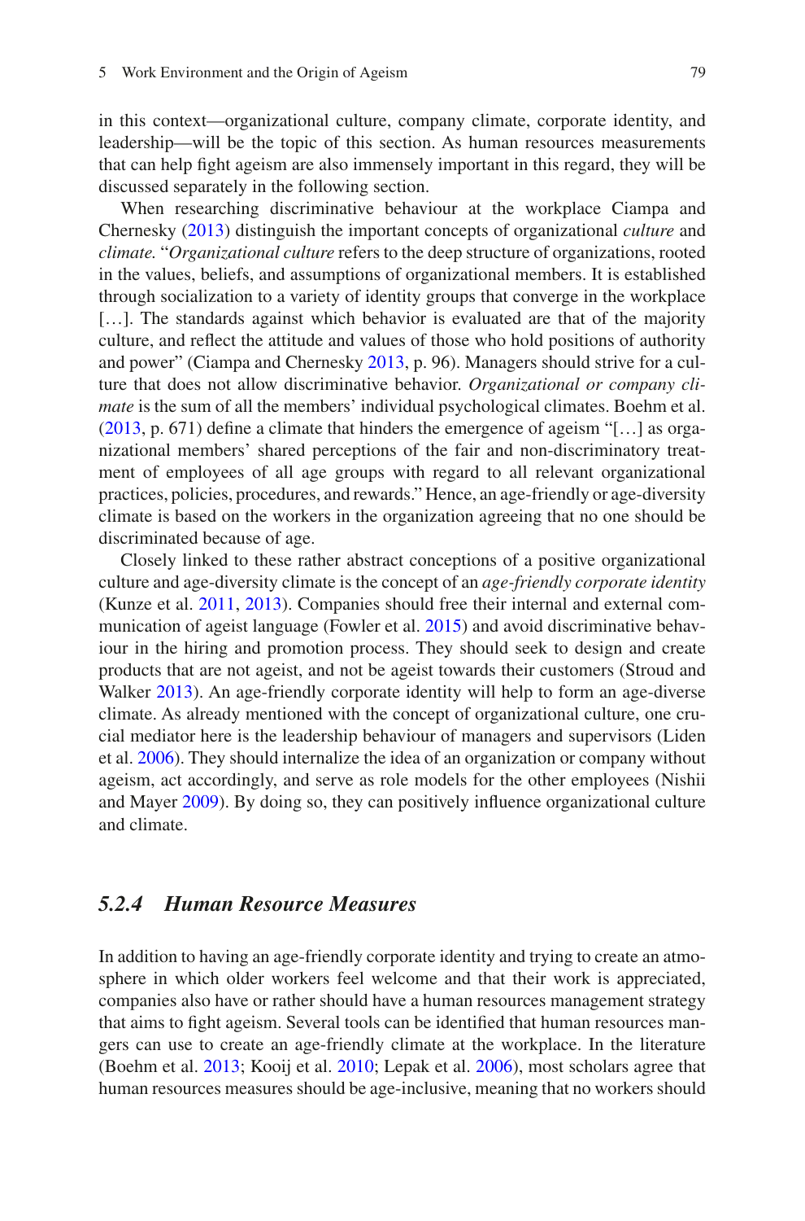in this context—organizational culture, company climate, corporate identity, and leadership—will be the topic of this section. As human resources measurements that can help fight ageism are also immensely important in this regard, they will be discussed separately in the following section.

When researching discriminative behaviour at the workplace Ciampa and Chernesky (2013) distinguish the important concepts of organizational *culture* and *climate.* "*Organizational culture* refers to the deep structure of organizations, rooted in the values, beliefs, and assumptions of organizational members. It is established through socialization to a variety of identity groups that converge in the workplace […]. The standards against which behavior is evaluated are that of the majority culture, and reflect the attitude and values of those who hold positions of authority and power" (Ciampa and Chernesky 2013, p. 96). Managers should strive for a culture that does not allow discriminative behavior. *Organizational or company climate* is the sum of all the members' individual psychological climates. Boehm et al. (2013, p. 671) define a climate that hinders the emergence of ageism "[…] as organizational members' shared perceptions of the fair and non-discriminatory treatment of employees of all age groups with regard to all relevant organizational practices, policies, procedures, and rewards." Hence, an age-friendly or age-diversity climate is based on the workers in the organization agreeing that no one should be discriminated because of age.

Closely linked to these rather abstract conceptions of a positive organizational culture and age-diversity climate is the concept of an *age-friendly corporate identity* (Kunze et al. 2011, 2013). Companies should free their internal and external communication of ageist language (Fowler et al. 2015) and avoid discriminative behaviour in the hiring and promotion process. They should seek to design and create products that are not ageist, and not be ageist towards their customers (Stroud and Walker 2013). An age-friendly corporate identity will help to form an age-diverse climate. As already mentioned with the concept of organizational culture, one crucial mediator here is the leadership behaviour of managers and supervisors (Liden et al. 2006). They should internalize the idea of an organization or company without ageism, act accordingly, and serve as role models for the other employees (Nishii and Mayer 2009). By doing so, they can positively influence organizational culture and climate.

### *5.2.4 Human Resource Measures*

In addition to having an age-friendly corporate identity and trying to create an atmosphere in which older workers feel welcome and that their work is appreciated, companies also have or rather should have a human resources management strategy that aims to fight ageism. Several tools can be identified that human resources mangers can use to create an age-friendly climate at the workplace. In the literature (Boehm et al. 2013; Kooij et al. 2010; Lepak et al. 2006), most scholars agree that human resources measures should be age-inclusive, meaning that no workers should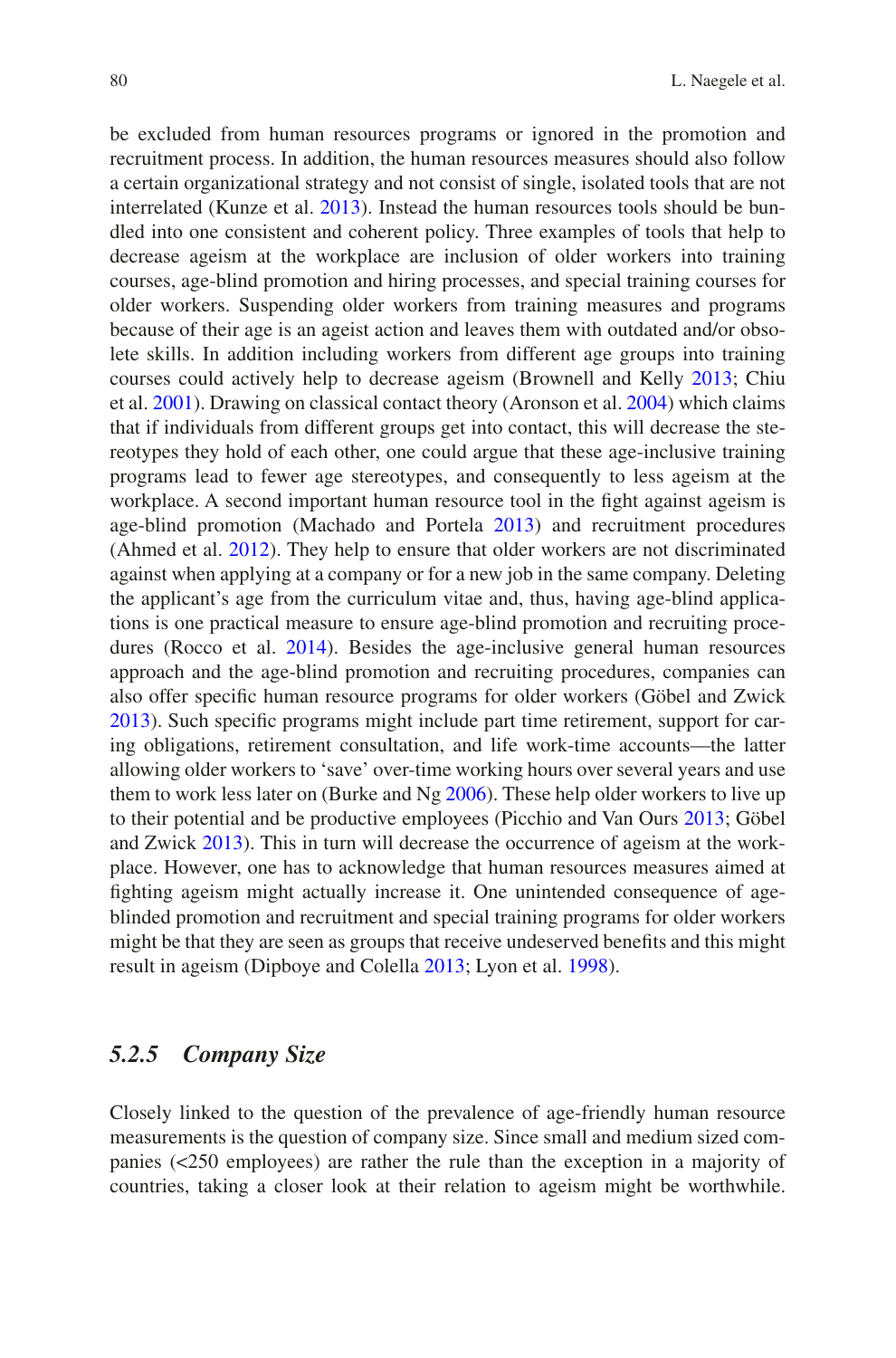be excluded from human resources programs or ignored in the promotion and recruitment process. In addition, the human resources measures should also follow a certain organizational strategy and not consist of single, isolated tools that are not interrelated (Kunze et al. 2013). Instead the human resources tools should be bundled into one consistent and coherent policy. Three examples of tools that help to decrease ageism at the workplace are inclusion of older workers into training courses, age-blind promotion and hiring processes, and special training courses for older workers. Suspending older workers from training measures and programs because of their age is an ageist action and leaves them with outdated and/or obsolete skills. In addition including workers from different age groups into training courses could actively help to decrease ageism (Brownell and Kelly 2013; Chiu et al. 2001). Drawing on classical contact theory (Aronson et al. 2004) which claims that if individuals from different groups get into contact, this will decrease the stereotypes they hold of each other, one could argue that these age-inclusive training programs lead to fewer age stereotypes, and consequently to less ageism at the workplace. A second important human resource tool in the fight against ageism is age-blind promotion (Machado and Portela 2013) and recruitment procedures (Ahmed et al. 2012). They help to ensure that older workers are not discriminated against when applying at a company or for a new job in the same company. Deleting the applicant's age from the curriculum vitae and, thus, having age-blind applications is one practical measure to ensure age-blind promotion and recruiting procedures (Rocco et al. 2014). Besides the age-inclusive general human resources approach and the age-blind promotion and recruiting procedures, companies can also offer specific human resource programs for older workers (Göbel and Zwick 2013). Such specific programs might include part time retirement, support for caring obligations, retirement consultation, and life work-time accounts—the latter allowing older workers to 'save' over-time working hours over several years and use them to work less later on (Burke and Ng 2006). These help older workers to live up to their potential and be productive employees (Picchio and Van Ours 2013; Göbel and Zwick 2013). This in turn will decrease the occurrence of ageism at the workplace. However, one has to acknowledge that human resources measures aimed at fighting ageism might actually increase it. One unintended consequence of age-blinded promotion and recruitment and special training programs for older workers might be that they are seen as groups that receive undeserved benefits and this might result in ageism (Dipboye and Colella 2013; Lyon et al. 1998).

### *5.2.5 Company Size*

Closely linked to the question of the prevalence of age-friendly human resource measurements is the question of company size. Since small and medium sized companies (<250 employees) are rather the rule than the exception in a majority of countries, taking a closer look at their relation to ageism might be worthwhile.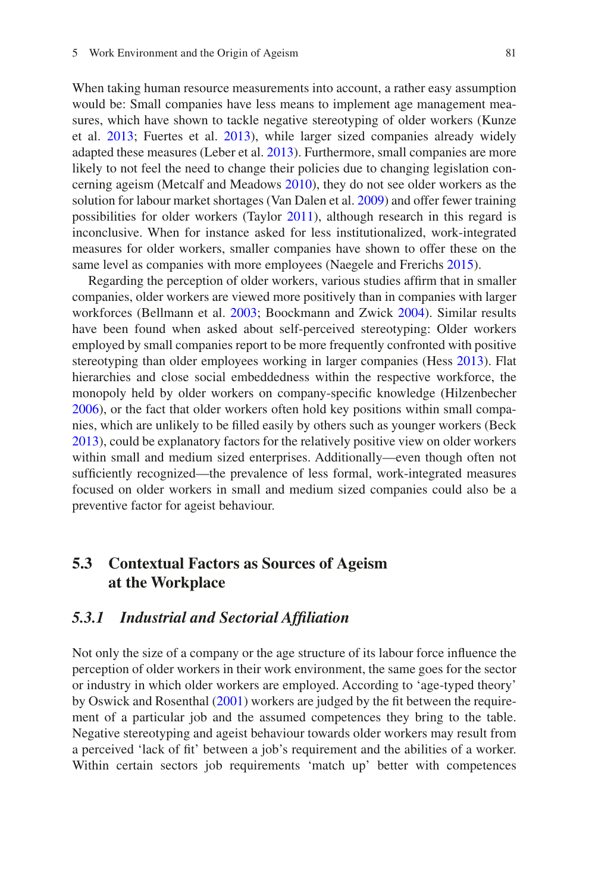When taking human resource measurements into account, a rather easy assumption would be: Small companies have less means to implement age management measures, which have shown to tackle negative stereotyping of older workers (Kunze et al. 2013; Fuertes et al. 2013), while larger sized companies already widely adapted these measures (Leber et al. 2013). Furthermore, small companies are more likely to not feel the need to change their policies due to changing legislation concerning ageism (Metcalf and Meadows 2010), they do not see older workers as the solution for labour market shortages (Van Dalen et al. 2009) and offer fewer training possibilities for older workers (Taylor 2011), although research in this regard is inconclusive. When for instance asked for less institutionalized, work-integrated measures for older workers, smaller companies have shown to offer these on the same level as companies with more employees (Naegele and Frerichs 2015).

Regarding the perception of older workers, various studies affirm that in smaller companies, older workers are viewed more positively than in companies with larger workforces (Bellmann et al. 2003; Boockmann and Zwick 2004). Similar results have been found when asked about self-perceived stereotyping: Older workers employed by small companies report to be more frequently confronted with positive stereotyping than older employees working in larger companies (Hess 2013). Flat hierarchies and close social embeddedness within the respective workforce, the monopoly held by older workers on company-specific knowledge (Hilzenbecher 2006), or the fact that older workers often hold key positions within small companies, which are unlikely to be filled easily by others such as younger workers (Beck 2013), could be explanatory factors for the relatively positive view on older workers within small and medium sized enterprises. Additionally—even though often not sufficiently recognized—the prevalence of less formal, work-integrated measures focused on older workers in small and medium sized companies could also be a preventive factor for ageist behaviour.

## 5.3 Contextual Factors as Sources of Ageism at the Workplace

### *5.3.1 Industrial and Sectorial Affiliation*

Not only the size of a company or the age structure of its labour force influence the perception of older workers in their work environment, the same goes for the sector or industry in which older workers are employed. According to 'age-typed theory' by Oswick and Rosenthal (2001) workers are judged by the fit between the requirement of a particular job and the assumed competences they bring to the table. Negative stereotyping and ageist behaviour towards older workers may result from a perceived 'lack of fit' between a job's requirement and the abilities of a worker. Within certain sectors job requirements 'match up' better with competences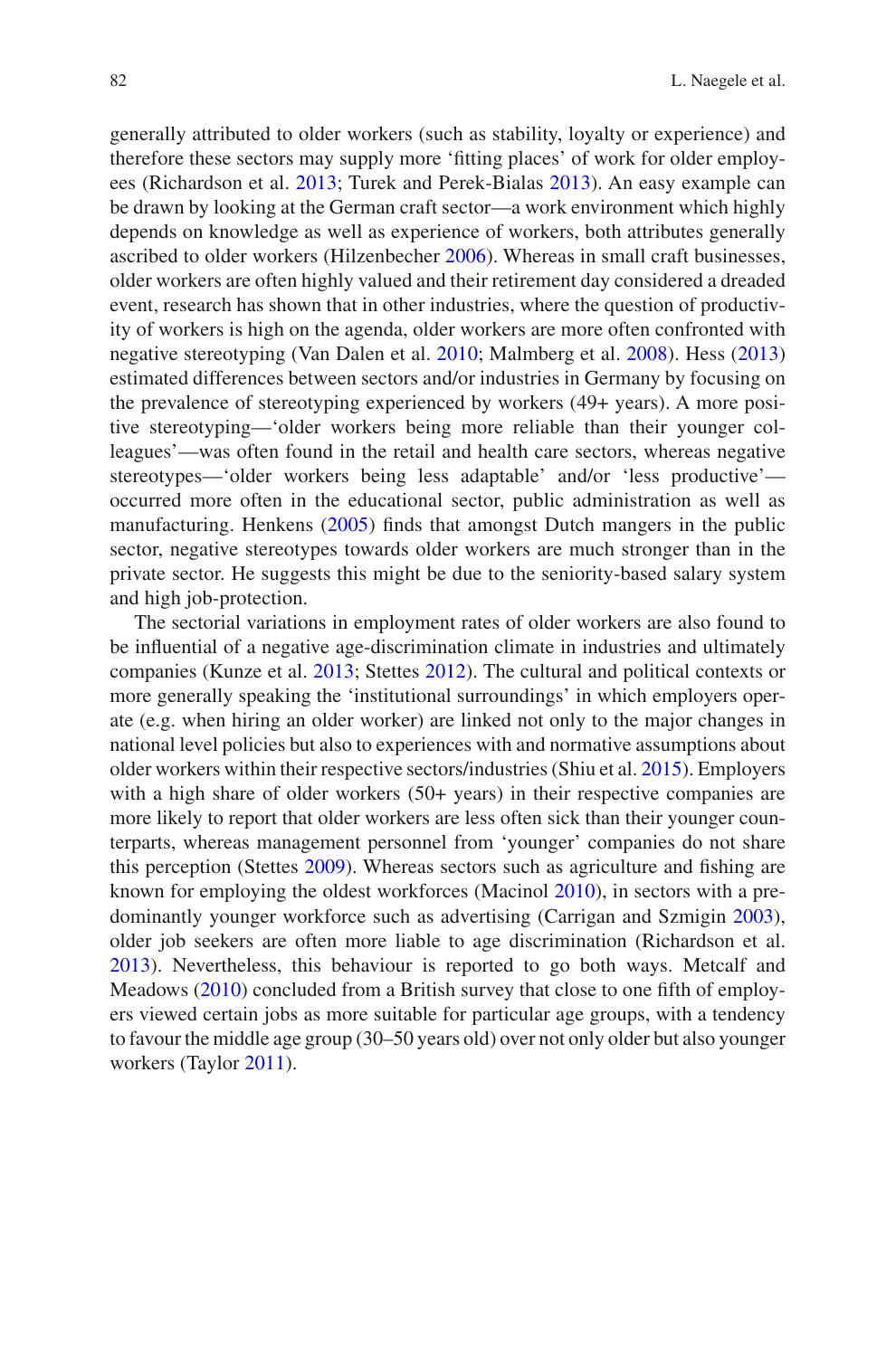generally attributed to older workers (such as stability, loyalty or experience) and therefore these sectors may supply more 'fitting places' of work for older employees (Richardson et al. 2013; Turek and Perek-Bialas 2013). An easy example can be drawn by looking at the German craft sector—a work environment which highly depends on knowledge as well as experience of workers, both attributes generally ascribed to older workers (Hilzenbecher 2006). Whereas in small craft businesses, older workers are often highly valued and their retirement day considered a dreaded event, research has shown that in other industries, where the question of productivity of workers is high on the agenda, older workers are more often confronted with negative stereotyping (Van Dalen et al. 2010; Malmberg et al. 2008). Hess (2013) estimated differences between sectors and/or industries in Germany by focusing on the prevalence of stereotyping experienced by workers (49+ years). A more positive stereotyping—'older workers being more reliable than their younger colleagues'—was often found in the retail and health care sectors, whereas negative stereotypes—'older workers being less adaptable' and/or 'less productive'—occurred more often in the educational sector, public administration as well as manufacturing. Henkens (2005) finds that amongst Dutch mangers in the public sector, negative stereotypes towards older workers are much stronger than in the private sector. He suggests this might be due to the seniority-based salary system and high job-protection.

The sectorial variations in employment rates of older workers are also found to be influential of a negative age-discrimination climate in industries and ultimately companies (Kunze et al. 2013; Stettes 2012). The cultural and political contexts or more generally speaking the 'institutional surroundings' in which employers operate (e.g. when hiring an older worker) are linked not only to the major changes in national level policies but also to experiences with and normative assumptions about older workers within their respective sectors/industries (Shiu et al. 2015). Employers with a high share of older workers (50+ years) in their respective companies are more likely to report that older workers are less often sick than their younger counterparts, whereas management personnel from 'younger' companies do not share this perception (Stettes 2009). Whereas sectors such as agriculture and fishing are known for employing the oldest workforces (Macinol 2010), in sectors with a predominantly younger workforce such as advertising (Carrigan and Szmigin 2003), older job seekers are often more liable to age discrimination (Richardson et al. 2013). Nevertheless, this behaviour is reported to go both ways. Metcalf and Meadows (2010) concluded from a British survey that close to one fifth of employers viewed certain jobs as more suitable for particular age groups, with a tendency to favour the middle age group (30–50 years old) over not only older but also younger workers (Taylor 2011).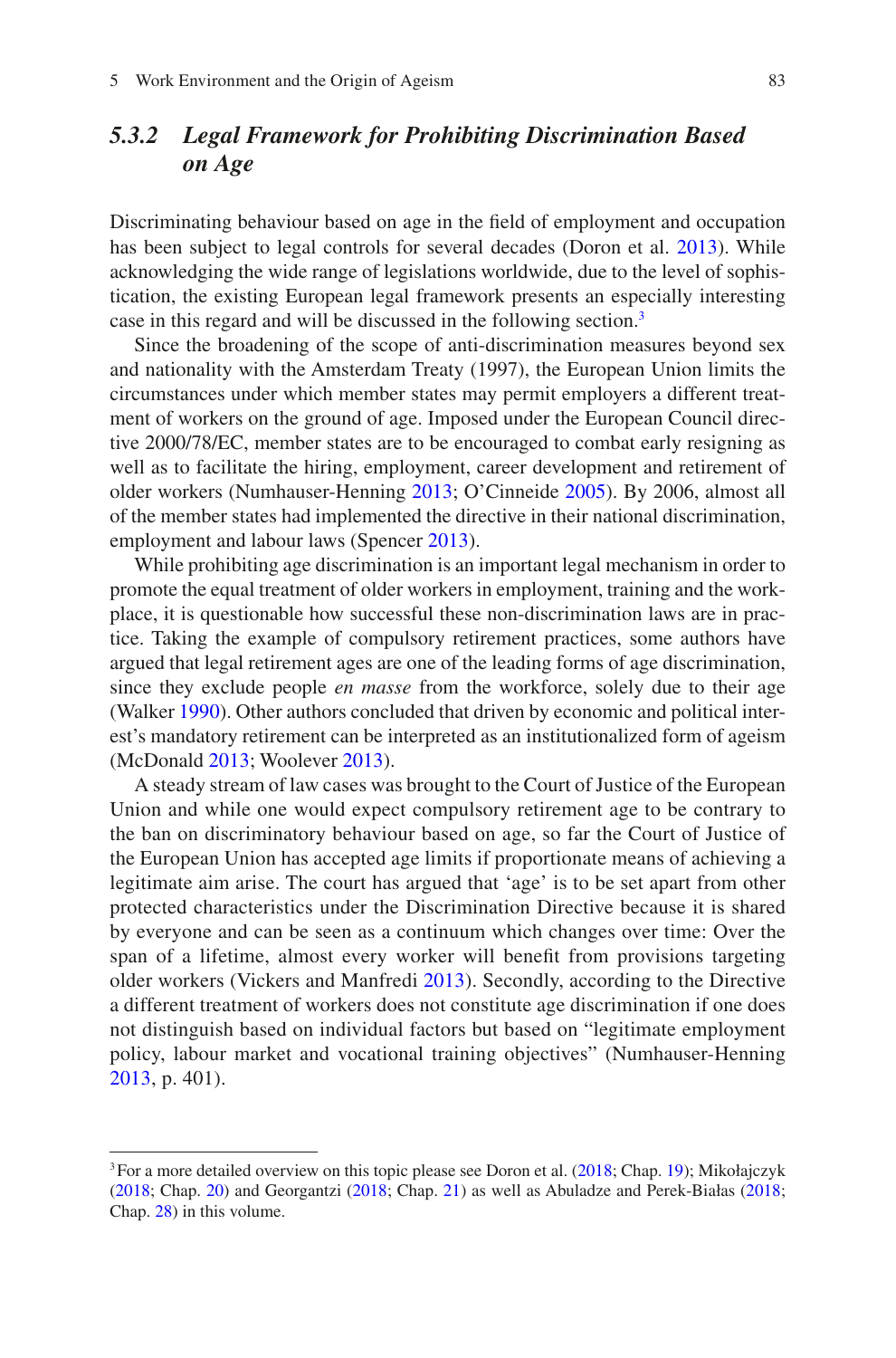### *5.3.2 Legal Framework for Prohibiting Discrimination Based on Age*

Discriminating behaviour based on age in the field of employment and occupation has been subject to legal controls for several decades (Doron et al. 2013). While acknowledging the wide range of legislations worldwide, due to the level of sophistication, the existing European legal framework presents an especially interesting case in this regard and will be discussed in the following section.[3]

Since the broadening of the scope of anti-discrimination measures beyond sex and nationality with the Amsterdam Treaty (1997), the European Union limits the circumstances under which member states may permit employers a different treatment of workers on the ground of age. Imposed under the European Council directive 2000/78/EC, member states are to be encouraged to combat early resigning as well as to facilitate the hiring, employment, career development and retirement of older workers (Numhauser-Henning 2013; O'Cinneide 2005). By 2006, almost all of the member states had implemented the directive in their national discrimination, employment and labour laws (Spencer 2013).

While prohibiting age discrimination is an important legal mechanism in order to promote the equal treatment of older workers in employment, training and the workplace, it is questionable how successful these non-discrimination laws are in practice. Taking the example of compulsory retirement practices, some authors have argued that legal retirement ages are one of the leading forms of age discrimination, since they exclude people *en masse* from the workforce, solely due to their age (Walker 1990). Other authors concluded that driven by economic and political interest's mandatory retirement can be interpreted as an institutionalized form of ageism (McDonald 2013; Woolever 2013).

A steady stream of law cases was brought to the Court of Justice of the European Union and while one would expect compulsory retirement age to be contrary to the ban on discriminatory behaviour based on age, so far the Court of Justice of the European Union has accepted age limits if proportionate means of achieving a legitimate aim arise. The court has argued that 'age' is to be set apart from other protected characteristics under the Discrimination Directive because it is shared by everyone and can be seen as a continuum which changes over time: Over the span of a lifetime, almost every worker will benefit from provisions targeting older workers (Vickers and Manfredi 2013). Secondly, according to the Directive a different treatment of workers does not constitute age discrimination if one does not distinguish based on individual factors but based on "legitimate employment policy, labour market and vocational training objectives" (Numhauser-Henning 2013, p. 401).

---

[3] For a more detailed overview on this topic please see Doron et al. (2018; Chap. 19); Mikołajczyk (2018; Chap. 20) and Georgantzi (2018; Chap. 21) as well as Abuladze and Perek-Białas (2018; Chap. 28) in this volume.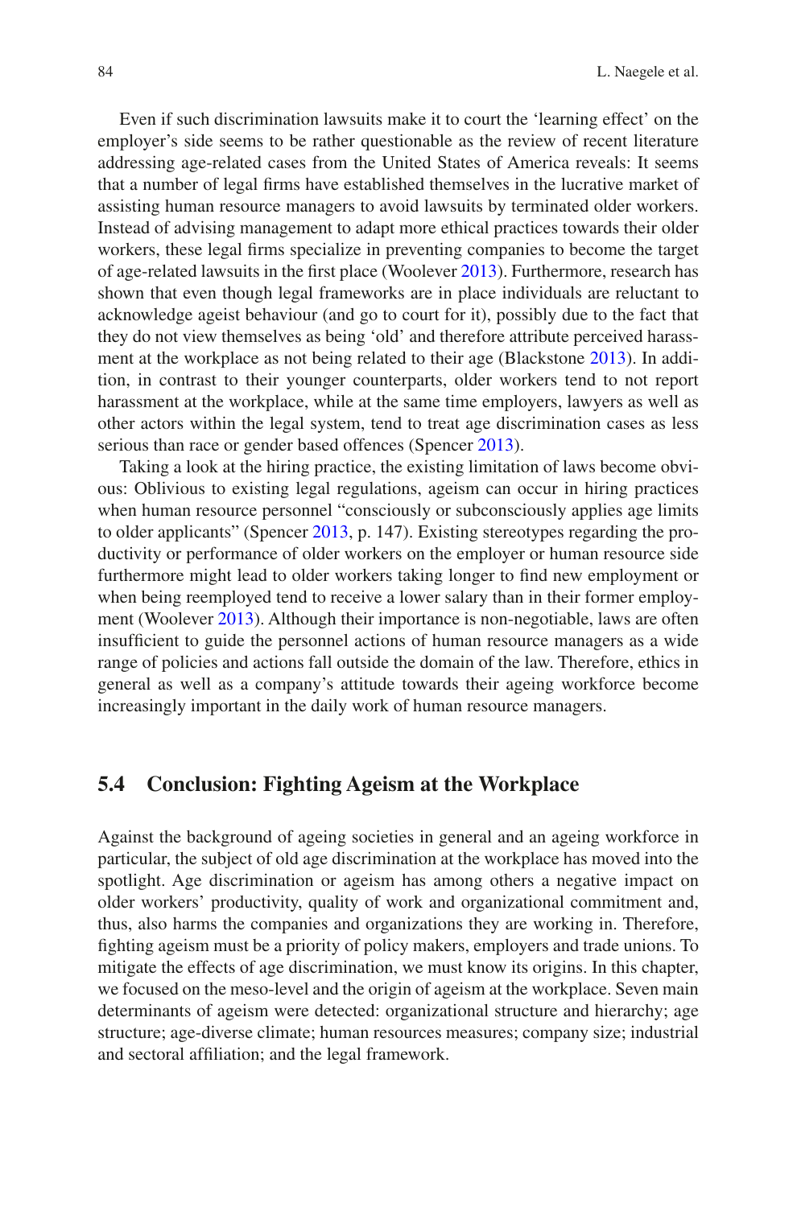Even if such discrimination lawsuits make it to court the 'learning effect' on the employer's side seems to be rather questionable as the review of recent literature addressing age-related cases from the United States of America reveals: It seems that a number of legal firms have established themselves in the lucrative market of assisting human resource managers to avoid lawsuits by terminated older workers. Instead of advising management to adapt more ethical practices towards their older workers, these legal firms specialize in preventing companies to become the target of age-related lawsuits in the first place (Woolever 2013). Furthermore, research has shown that even though legal frameworks are in place individuals are reluctant to acknowledge ageist behaviour (and go to court for it), possibly due to the fact that they do not view themselves as being 'old' and therefore attribute perceived harassment at the workplace as not being related to their age (Blackstone 2013). In addition, in contrast to their younger counterparts, older workers tend to not report harassment at the workplace, while at the same time employers, lawyers as well as other actors within the legal system, tend to treat age discrimination cases as less serious than race or gender based offences (Spencer 2013).

Taking a look at the hiring practice, the existing limitation of laws become obvious: Oblivious to existing legal regulations, ageism can occur in hiring practices when human resource personnel "consciously or subconsciously applies age limits to older applicants" (Spencer 2013, p. 147). Existing stereotypes regarding the productivity or performance of older workers on the employer or human resource side furthermore might lead to older workers taking longer to find new employment or when being reemployed tend to receive a lower salary than in their former employment (Woolever 2013). Although their importance is non-negotiable, laws are often insufficient to guide the personnel actions of human resource managers as a wide range of policies and actions fall outside the domain of the law. Therefore, ethics in general as well as a company's attitude towards their ageing workforce become increasingly important in the daily work of human resource managers.

## 5.4 Conclusion: Fighting Ageism at the Workplace

Against the background of ageing societies in general and an ageing workforce in particular, the subject of old age discrimination at the workplace has moved into the spotlight. Age discrimination or ageism has among others a negative impact on older workers' productivity, quality of work and organizational commitment and, thus, also harms the companies and organizations they are working in. Therefore, fighting ageism must be a priority of policy makers, employers and trade unions. To mitigate the effects of age discrimination, we must know its origins. In this chapter, we focused on the meso-level and the origin of ageism at the workplace. Seven main determinants of ageism were detected: organizational structure and hierarchy; age structure; age-diverse climate; human resources measures; company size; industrial and sectoral affiliation; and the legal framework.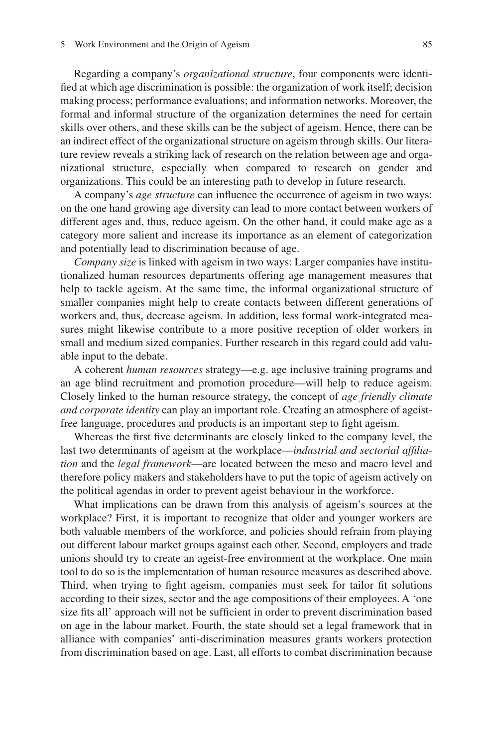Regarding a company's *organizational structure*, four components were identified at which age discrimination is possible: the organization of work itself; decision making process; performance evaluations; and information networks. Moreover, the formal and informal structure of the organization determines the need for certain skills over others, and these skills can be the subject of ageism. Hence, there can be an indirect effect of the organizational structure on ageism through skills. Our literature review reveals a striking lack of research on the relation between age and organizational structure, especially when compared to research on gender and organizations. This could be an interesting path to develop in future research.

A company's *age structure* can influence the occurrence of ageism in two ways: on the one hand growing age diversity can lead to more contact between workers of different ages and, thus, reduce ageism. On the other hand, it could make age as a category more salient and increase its importance as an element of categorization and potentially lead to discrimination because of age.

*Company size* is linked with ageism in two ways: Larger companies have institutionalized human resources departments offering age management measures that help to tackle ageism. At the same time, the informal organizational structure of smaller companies might help to create contacts between different generations of workers and, thus, decrease ageism. In addition, less formal work-integrated measures might likewise contribute to a more positive reception of older workers in small and medium sized companies. Further research in this regard could add valuable input to the debate.

A coherent *human resources* strategy—e.g. age inclusive training programs and an age blind recruitment and promotion procedure—will help to reduce ageism. Closely linked to the human resource strategy, the concept of *age friendly climate and corporate identity* can play an important role. Creating an atmosphere of ageist-free language, procedures and products is an important step to fight ageism.

Whereas the first five determinants are closely linked to the company level, the last two determinants of ageism at the workplace—*industrial and sectorial affiliation* and the *legal framework*—are located between the meso and macro level and therefore policy makers and stakeholders have to put the topic of ageism actively on the political agendas in order to prevent ageist behaviour in the workforce.

What implications can be drawn from this analysis of ageism's sources at the workplace? First, it is important to recognize that older and younger workers are both valuable members of the workforce, and policies should refrain from playing out different labour market groups against each other. Second, employers and trade unions should try to create an ageist-free environment at the workplace. One main tool to do so is the implementation of human resource measures as described above. Third, when trying to fight ageism, companies must seek for tailor fit solutions according to their sizes, sector and the age compositions of their employees. A 'one size fits all' approach will not be sufficient in order to prevent discrimination based on age in the labour market. Fourth, the state should set a legal framework that in alliance with companies' anti-discrimination measures grants workers protection from discrimination based on age. Last, all efforts to combat discrimination because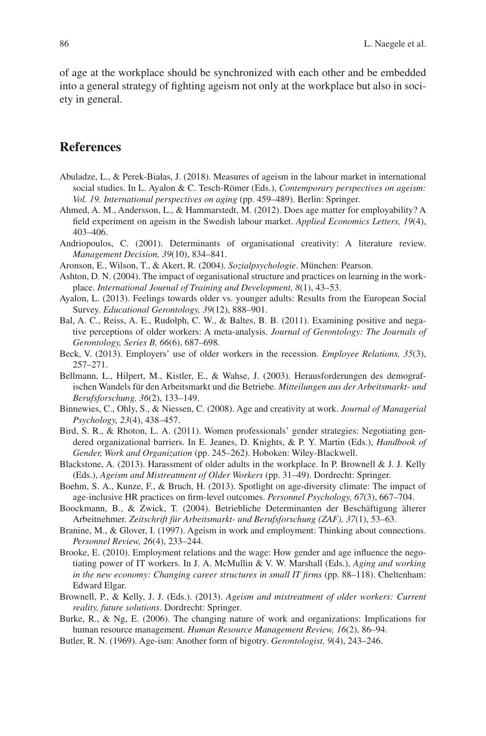of age at the workplace should be synchronized with each other and be embedded into a general strategy of fighting ageism not only at the workplace but also in society in general.

## References

Abuladze, L., & Perek-Białas, J. (2018). Measures of ageism in the labour market in international social studies. In L. Ayalon & C. Tesch-Römer (Eds.), *Contemporary perspectives on ageism: Vol. 19. International perspectives on aging* (pp. 459–489). Berlin: Springer.

Ahmed, A. M., Andersson, L., & Hammarstedt, M. (2012). Does age matter for employability? A field experiment on ageism in the Swedish labour market. *Applied Economics Letters, 19*(4), 403–406.

Andriopoulos, C. (2001). Determinants of organisational creativity: A literature review. *Management Decision, 39*(10), 834–841.

Aronson, E., Wilson, T., & Akert, R. (2004). *Sozialpsychologie*. München: Pearson.

Ashton, D. N. (2004). The impact of organisational structure and practices on learning in the workplace. *International Journal of Training and Development, 8*(1), 43–53.

Ayalon, L. (2013). Feelings towards older vs. younger adults: Results from the European Social Survey. *Educational Gerontology, 39*(12), 888–901.

Bal, A. C., Reiss, A. E., Rudolph, C. W., & Baltes, B. B. (2011). Examining positive and negative perceptions of older workers: A meta-analysis. *Journal of Gerontology: The Journals of Gerontology, Series B, 66*(6), 687–698.

Beck, V. (2013). Employers' use of older workers in the recession. *Employee Relations, 35*(3), 257–271.

Bellmann, L., Hilpert, M., Kistler, E., & Wahse, J. (2003). Herausforderungen des demografischen Wandels für den Arbeitsmarkt und die Betriebe. *Mitteilungen aus der Arbeitsmarkt- und Berufsforschung, 36*(2), 133–149.

Binnewies, C., Ohly, S., & Niessen, C. (2008). Age and creativity at work. *Journal of Managerial Psychology, 23*(4), 438–457.

Bird, S. R., & Rhoton, L. A. (2011). Women professionals' gender strategies: Negotiating gendered organizational barriers. In E. Jeanes, D. Knights, & P. Y. Martin (Eds.), *Handbook of Gender, Work and Organization* (pp. 245–262). Hoboken: Wiley-Blackwell.

Blackstone, A. (2013). Harassment of older adults in the workplace. In P. Brownell & J. J. Kelly (Eds.), *Ageism and Mistreatment of Older Workers* (pp. 31–49). Dordrecht: Springer.

Boehm, S. A., Kunze, F., & Bruch, H. (2013). Spotlight on age-diversity climate: The impact of age-inclusive HR practices on firm-level outcomes. *Personnel Psychology, 67*(3), 667–704.

Boockmann, B., & Zwick, T. (2004). Betriebliche Determinanten der Beschäftigung älterer Arbeitnehmer. *Zeitschrift für Arbeitsmarkt- und Berufsforschung (ZAF), 37*(1), 53–63.

Branine, M., & Glover, I. (1997). Ageism in work and employment: Thinking about connections. *Personnel Review, 26*(4), 233–244.

Brooke, E. (2010). Employment relations and the wage: How gender and age influence the negotiating power of IT workers. In J. A. McMullin & V. W. Marshall (Eds.), *Aging and working in the new economy: Changing career structures in small IT firms* (pp. 88–118). Cheltenham: Edward Elgar.

Brownell, P., & Kelly, J. J. (Eds.). (2013). *Ageism and mistreatment of older workers: Current reality, future solutions*. Dordrecht: Springer.

Burke, R., & Ng, E. (2006). The changing nature of work and organizations: Implications for human resource management. *Human Resource Management Review, 16*(2), 86–94.

Butler, R. N. (1969). Age-ism: Another form of bigotry. *Gerontologist, 9*(4), 243–246.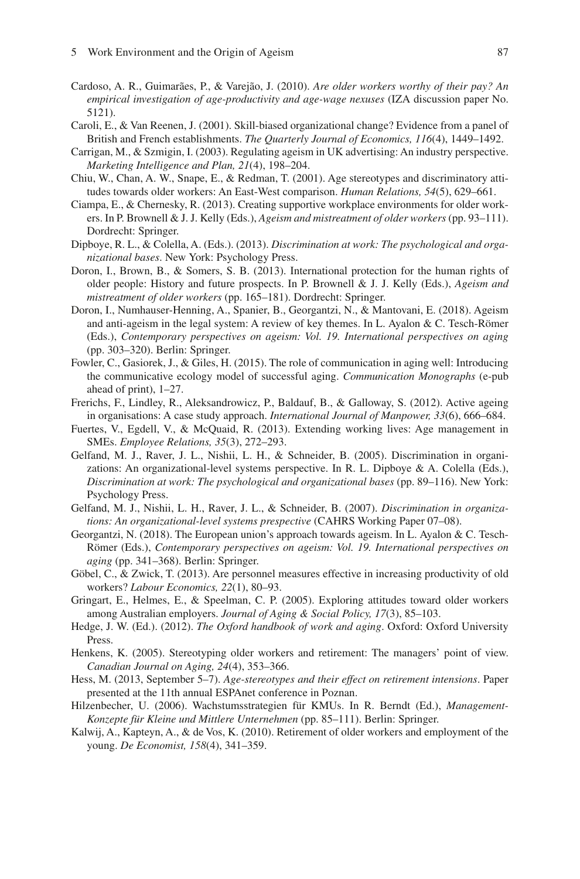Cardoso, A. R., Guimarães, P., & Varejão, J. (2010). *Are older workers worthy of their pay? An empirical investigation of age-productivity and age-wage nexuses* (IZA discussion paper No. 5121).

Caroli, E., & Van Reenen, J. (2001). Skill-biased organizational change? Evidence from a panel of British and French establishments. *The Quarterly Journal of Economics, 116*(4), 1449–1492.

Carrigan, M., & Szmigin, I. (2003). Regulating ageism in UK advertising: An industry perspective. *Marketing Intelligence and Plan, 21*(4), 198–204.

Chiu, W., Chan, A. W., Snape, E., & Redman, T. (2001). Age stereotypes and discriminatory attitudes towards older workers: An East-West comparison. *Human Relations, 54*(5), 629–661.

Ciampa, E., & Chernesky, R. (2013). Creating supportive workplace environments for older workers. In P. Brownell & J. J. Kelly (Eds.), *Ageism and mistreatment of older workers* (pp. 93–111). Dordrecht: Springer.

Dipboye, R. L., & Colella, A. (Eds.). (2013). *Discrimination at work: The psychological and organizational bases*. New York: Psychology Press.

Doron, I., Brown, B., & Somers, S. B. (2013). International protection for the human rights of older people: History and future prospects. In P. Brownell & J. J. Kelly (Eds.), *Ageism and mistreatment of older workers* (pp. 165–181). Dordrecht: Springer.

Doron, I., Numhauser-Henning, A., Spanier, B., Georgantzi, N., & Mantovani, E. (2018). Ageism and anti-ageism in the legal system: A review of key themes. In L. Ayalon & C. Tesch-Römer (Eds.), *Contemporary perspectives on ageism: Vol. 19. International perspectives on aging* (pp. 303–320). Berlin: Springer.

Fowler, C., Gasiorek, J., & Giles, H. (2015). The role of communication in aging well: Introducing the communicative ecology model of successful aging. *Communication Monographs* (e-pub ahead of print), 1–27.

Frerichs, F., Lindley, R., Aleksandrowicz, P., Baldauf, B., & Galloway, S. (2012). Active ageing in organisations: A case study approach. *International Journal of Manpower, 33*(6), 666–684.

Fuertes, V., Egdell, V., & McQuaid, R. (2013). Extending working lives: Age management in SMEs. *Employee Relations, 35*(3), 272–293.

Gelfand, M. J., Raver, J. L., Nishii, L. H., & Schneider, B. (2005). Discrimination in organizations: An organizational-level systems perspective. In R. L. Dipboye & A. Colella (Eds.), *Discrimination at work: The psychological and organizational bases* (pp. 89–116). New York: Psychology Press.

Gelfand, M. J., Nishii, L. H., Raver, J. L., & Schneider, B. (2007). *Discrimination in organizations: An organizational-level systems prespective* (CAHRS Working Paper 07–08).

Georgantzi, N. (2018). The European union's approach towards ageism. In L. Ayalon & C. Tesch-Römer (Eds.), *Contemporary perspectives on ageism: Vol. 19. International perspectives on aging* (pp. 341–368). Berlin: Springer.

Göbel, C., & Zwick, T. (2013). Are personnel measures effective in increasing productivity of old workers? *Labour Economics, 22*(1), 80–93.

Gringart, E., Helmes, E., & Speelman, C. P. (2005). Exploring attitudes toward older workers among Australian employers. *Journal of Aging & Social Policy, 17*(3), 85–103.

Hedge, J. W. (Ed.). (2012). *The Oxford handbook of work and aging*. Oxford: Oxford University Press.

Henkens, K. (2005). Stereotyping older workers and retirement: The managers' point of view. *Canadian Journal on Aging, 24*(4), 353–366.

Hess, M. (2013, September 5–7). *Age-stereotypes and their effect on retirement intensions*. Paper presented at the 11th annual ESPAnet conference in Poznan.

Hilzenbecher, U. (2006). Wachstumsstrategien für KMUs. In R. Berndt (Ed.), *Management-Konzepte für Kleine und Mittlere Unternehmen* (pp. 85–111). Berlin: Springer.

Kalwij, A., Kapteyn, A., & de Vos, K. (2010). Retirement of older workers and employment of the young. *De Economist, 158*(4), 341–359.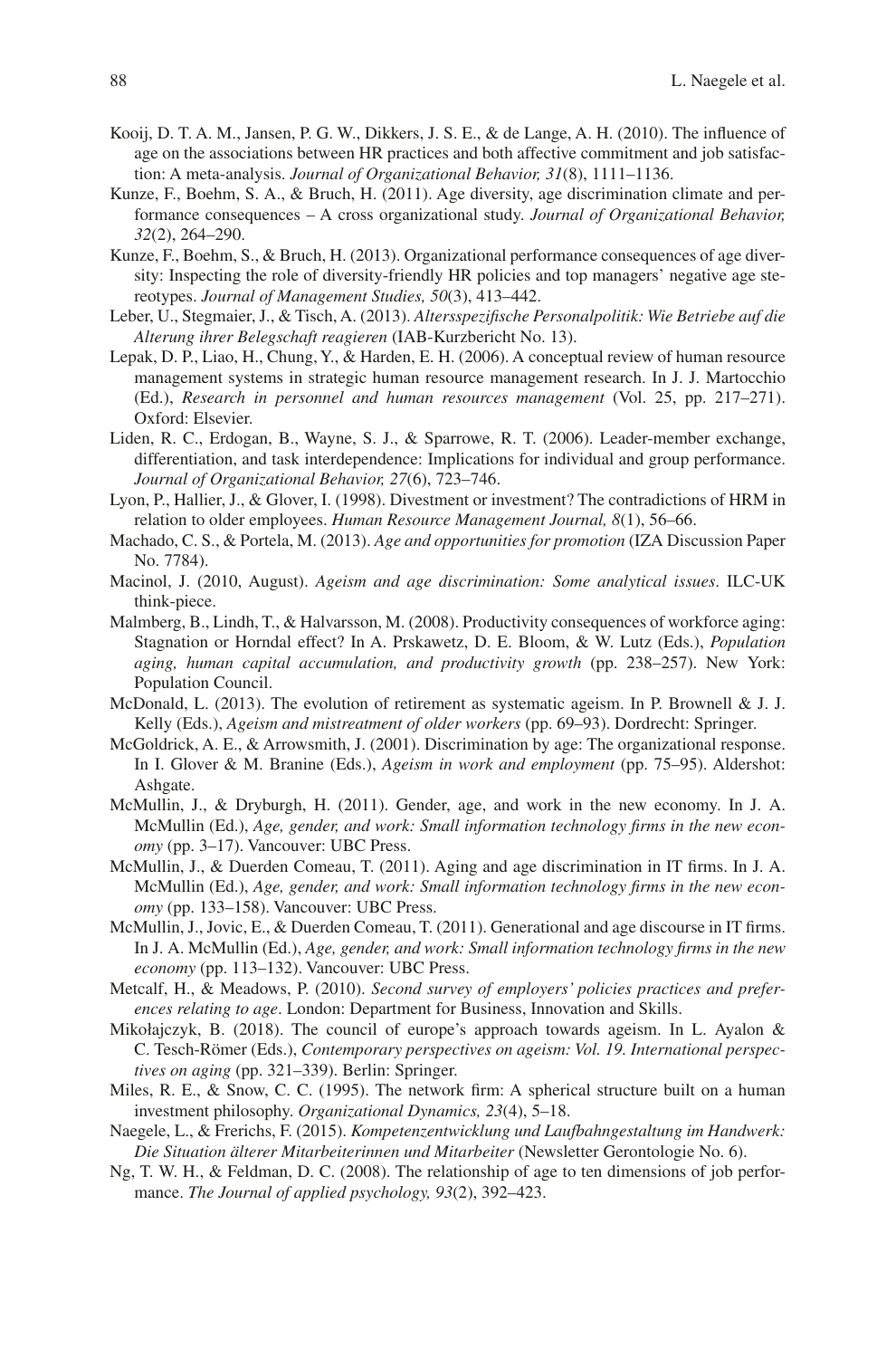Kooij, D. T. A. M., Jansen, P. G. W., Dikkers, J. S. E., & de Lange, A. H. (2010). The influence of age on the associations between HR practices and both affective commitment and job satisfaction: A meta-analysis. *Journal of Organizational Behavior, 31*(8), 1111–1136.

Kunze, F., Boehm, S. A., & Bruch, H. (2011). Age diversity, age discrimination climate and performance consequences – A cross organizational study. *Journal of Organizational Behavior, 32*(2), 264–290.

Kunze, F., Boehm, S., & Bruch, H. (2013). Organizational performance consequences of age diversity: Inspecting the role of diversity-friendly HR policies and top managers' negative age stereotypes. *Journal of Management Studies, 50*(3), 413–442.

Leber, U., Stegmaier, J., & Tisch, A. (2013). *Altersspezifische Personalpolitik: Wie Betriebe auf die Alterung ihrer Belegschaft reagieren* (IAB-Kurzbericht No. 13).

Lepak, D. P., Liao, H., Chung, Y., & Harden, E. H. (2006). A conceptual review of human resource management systems in strategic human resource management research. In J. J. Martocchio (Ed.), *Research in personnel and human resources management* (Vol. 25, pp. 217–271). Oxford: Elsevier.

Liden, R. C., Erdogan, B., Wayne, S. J., & Sparrowe, R. T. (2006). Leader-member exchange, differentiation, and task interdependence: Implications for individual and group performance. *Journal of Organizational Behavior, 27*(6), 723–746.

Lyon, P., Hallier, J., & Glover, I. (1998). Divestment or investment? The contradictions of HRM in relation to older employees. *Human Resource Management Journal, 8*(1), 56–66.

Machado, C. S., & Portela, M. (2013). *Age and opportunities for promotion* (IZA Discussion Paper No. 7784).

Macinol, J. (2010, August). *Ageism and age discrimination: Some analytical issues*. ILC-UK think-piece.

Malmberg, B., Lindh, T., & Halvarsson, M. (2008). Productivity consequences of workforce aging: Stagnation or Horndal effect? In A. Prskawetz, D. E. Bloom, & W. Lutz (Eds.), *Population aging, human capital accumulation, and productivity growth* (pp. 238–257). New York: Population Council.

McDonald, L. (2013). The evolution of retirement as systematic ageism. In P. Brownell & J. J. Kelly (Eds.), *Ageism and mistreatment of older workers* (pp. 69–93). Dordrecht: Springer.

McGoldrick, A. E., & Arrowsmith, J. (2001). Discrimination by age: The organizational response. In I. Glover & M. Branine (Eds.), *Ageism in work and employment* (pp. 75–95). Aldershot: Ashgate.

McMullin, J., & Dryburgh, H. (2011). Gender, age, and work in the new economy. In J. A. McMullin (Ed.), *Age, gender, and work: Small information technology firms in the new economy* (pp. 3–17). Vancouver: UBC Press.

McMullin, J., & Duerden Comeau, T. (2011). Aging and age discrimination in IT firms. In J. A. McMullin (Ed.), *Age, gender, and work: Small information technology firms in the new economy* (pp. 133–158). Vancouver: UBC Press.

McMullin, J., Jovic, E., & Duerden Comeau, T. (2011). Generational and age discourse in IT firms. In J. A. McMullin (Ed.), *Age, gender, and work: Small information technology firms in the new economy* (pp. 113–132). Vancouver: UBC Press.

Metcalf, H., & Meadows, P. (2010). *Second survey of employers' policies practices and preferences relating to age*. London: Department for Business, Innovation and Skills.

Mikołajczyk, B. (2018). The council of europe's approach towards ageism. In L. Ayalon & C. Tesch-Römer (Eds.), *Contemporary perspectives on ageism: Vol. 19. International perspectives on aging* (pp. 321–339). Berlin: Springer.

Miles, R. E., & Snow, C. C. (1995). The network firm: A spherical structure built on a human investment philosophy. *Organizational Dynamics, 23*(4), 5–18.

Naegele, L., & Frerichs, F. (2015). *Kompetenzentwicklung und Laufbahngestaltung im Handwerk: Die Situation älterer Mitarbeiterinnen und Mitarbeiter* (Newsletter Gerontologie No. 6).

Ng, T. W. H., & Feldman, D. C. (2008). The relationship of age to ten dimensions of job performance. *The Journal of applied psychology, 93*(2), 392–423.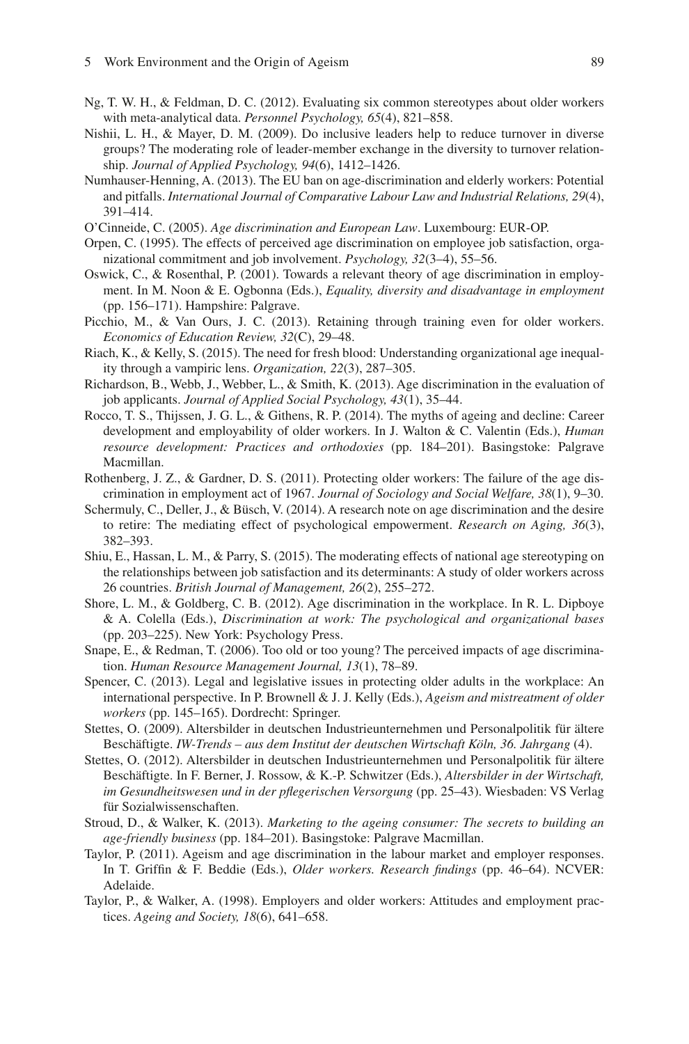Ng, T. W. H., & Feldman, D. C. (2012). Evaluating six common stereotypes about older workers with meta-analytical data. *Personnel Psychology, 65*(4), 821–858.

Nishii, L. H., & Mayer, D. M. (2009). Do inclusive leaders help to reduce turnover in diverse groups? The moderating role of leader-member exchange in the diversity to turnover relationship. *Journal of Applied Psychology, 94*(6), 1412–1426.

Numhauser-Henning, A. (2013). The EU ban on age-discrimination and elderly workers: Potential and pitfalls. *International Journal of Comparative Labour Law and Industrial Relations, 29*(4), 391–414.

O'Cinneide, C. (2005). *Age discrimination and European Law*. Luxembourg: EUR-OP.

Orpen, C. (1995). The effects of perceived age discrimination on employee job satisfaction, organizational commitment and job involvement. *Psychology, 32*(3–4), 55–56.

Oswick, C., & Rosenthal, P. (2001). Towards a relevant theory of age discrimination in employment. In M. Noon & E. Ogbonna (Eds.), *Equality, diversity and disadvantage in employment* (pp. 156–171). Hampshire: Palgrave.

Picchio, M., & Van Ours, J. C. (2013). Retaining through training even for older workers. *Economics of Education Review, 32*(C), 29–48.

Riach, K., & Kelly, S. (2015). The need for fresh blood: Understanding organizational age inequality through a vampiric lens. *Organization, 22*(3), 287–305.

Richardson, B., Webb, J., Webber, L., & Smith, K. (2013). Age discrimination in the evaluation of job applicants. *Journal of Applied Social Psychology, 43*(1), 35–44.

Rocco, T. S., Thijssen, J. G. L., & Githens, R. P. (2014). The myths of ageing and decline: Career development and employability of older workers. In J. Walton & C. Valentin (Eds.), *Human resource development: Practices and orthodoxies* (pp. 184–201). Basingstoke: Palgrave Macmillan.

Rothenberg, J. Z., & Gardner, D. S. (2011). Protecting older workers: The failure of the age discrimination in employment act of 1967. *Journal of Sociology and Social Welfare, 38*(1), 9–30.

Schermuly, C., Deller, J., & Büsch, V. (2014). A research note on age discrimination and the desire to retire: The mediating effect of psychological empowerment. *Research on Aging, 36*(3), 382–393.

Shiu, E., Hassan, L. M., & Parry, S. (2015). The moderating effects of national age stereotyping on the relationships between job satisfaction and its determinants: A study of older workers across 26 countries. *British Journal of Management, 26*(2), 255–272.

Shore, L. M., & Goldberg, C. B. (2012). Age discrimination in the workplace. In R. L. Dipboye & A. Colella (Eds.), *Discrimination at work: The psychological and organizational bases* (pp. 203–225). New York: Psychology Press.

Snape, E., & Redman, T. (2006). Too old or too young? The perceived impacts of age discrimination. *Human Resource Management Journal, 13*(1), 78–89.

Spencer, C. (2013). Legal and legislative issues in protecting older adults in the workplace: An international perspective. In P. Brownell & J. J. Kelly (Eds.), *Ageism and mistreatment of older workers* (pp. 145–165). Dordrecht: Springer.

Stettes, O. (2009). Altersbilder in deutschen Industrieunternehmen und Personalpolitik für ältere Beschäftigte. *IW-Trends – aus dem Institut der deutschen Wirtschaft Köln, 36. Jahrgang* (4).

Stettes, O. (2012). Altersbilder in deutschen Industrieunternehmen und Personalpolitik für ältere Beschäftigte. In F. Berner, J. Rossow, & K.-P. Schwitzer (Eds.), *Altersbilder in der Wirtschaft, im Gesundheitswesen und in der pflegerischen Versorgung* (pp. 25–43). Wiesbaden: VS Verlag für Sozialwissenschaften.

Stroud, D., & Walker, K. (2013). *Marketing to the ageing consumer: The secrets to building an age-friendly business* (pp. 184–201). Basingstoke: Palgrave Macmillan.

Taylor, P. (2011). Ageism and age discrimination in the labour market and employer responses. In T. Griffin & F. Beddie (Eds.), *Older workers. Research findings* (pp. 46–64). NCVER: Adelaide.

Taylor, P., & Walker, A. (1998). Employers and older workers: Attitudes and employment practices. *Ageing and Society, 18*(6), 641–658.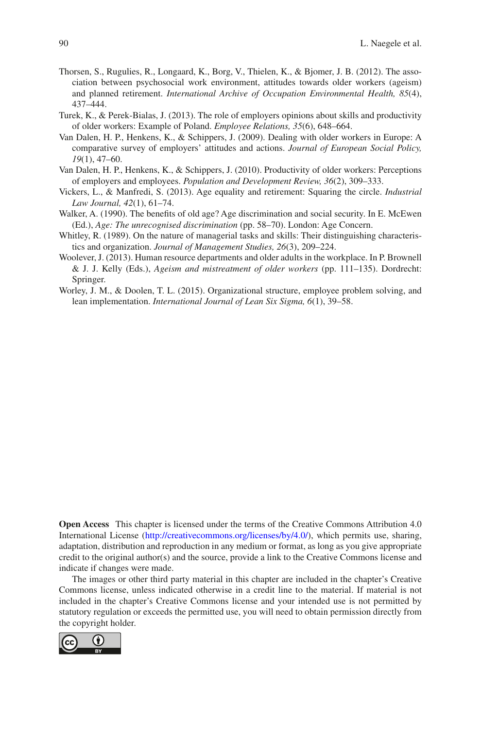Thorsen, S., Rugulies, R., Longaard, K., Borg, V., Thielen, K., & Bjomer, J. B. (2012). The association between psychosocial work environment, attitudes towards older workers (ageism) and planned retirement. *International Archive of Occupation Environmental Health, 85*(4), 437–444.

Turek, K., & Perek-Bialas, J. (2013). The role of employers opinions about skills and productivity of older workers: Example of Poland. *Employee Relations, 35*(6), 648–664.

Van Dalen, H. P., Henkens, K., & Schippers, J. (2009). Dealing with older workers in Europe: A comparative survey of employers' attitudes and actions. *Journal of European Social Policy, 19*(1), 47–60.

Van Dalen, H. P., Henkens, K., & Schippers, J. (2010). Productivity of older workers: Perceptions of employers and employees. *Population and Development Review, 36*(2), 309–333.

Vickers, L., & Manfredi, S. (2013). Age equality and retirement: Squaring the circle. *Industrial Law Journal, 42*(1), 61–74.

Walker, A. (1990). The benefits of old age? Age discrimination and social security. In E. McEwen (Ed.), *Age: The unrecognised discrimination* (pp. 58–70). London: Age Concern.

Whitley, R. (1989). On the nature of managerial tasks and skills: Their distinguishing characteristics and organization. *Journal of Management Studies, 26*(3), 209–224.

Woolever, J. (2013). Human resource departments and older adults in the workplace. In P. Brownell & J. J. Kelly (Eds.), *Ageism and mistreatment of older workers* (pp. 111–135). Dordrecht: Springer.

Worley, J. M., & Doolen, T. L. (2015). Organizational structure, employee problem solving, and lean implementation. *International Journal of Lean Six Sigma, 6*(1), 39–58.

**Open Access** This chapter is licensed under the terms of the Creative Commons Attribution 4.0 International License (http://creativecommons.org/licenses/by/4.0/), which permits use, sharing, adaptation, distribution and reproduction in any medium or format, as long as you give appropriate credit to the original author(s) and the source, provide a link to the Creative Commons license and indicate if changes were made.

The images or other third party material in this chapter are included in the chapter's Creative Commons license, unless indicated otherwise in a credit line to the material. If material is not included in the chapter's Creative Commons license and your intended use is not permitted by statutory regulation or exceeds the permitted use, you will need to obtain permission directly from the copyright holder.